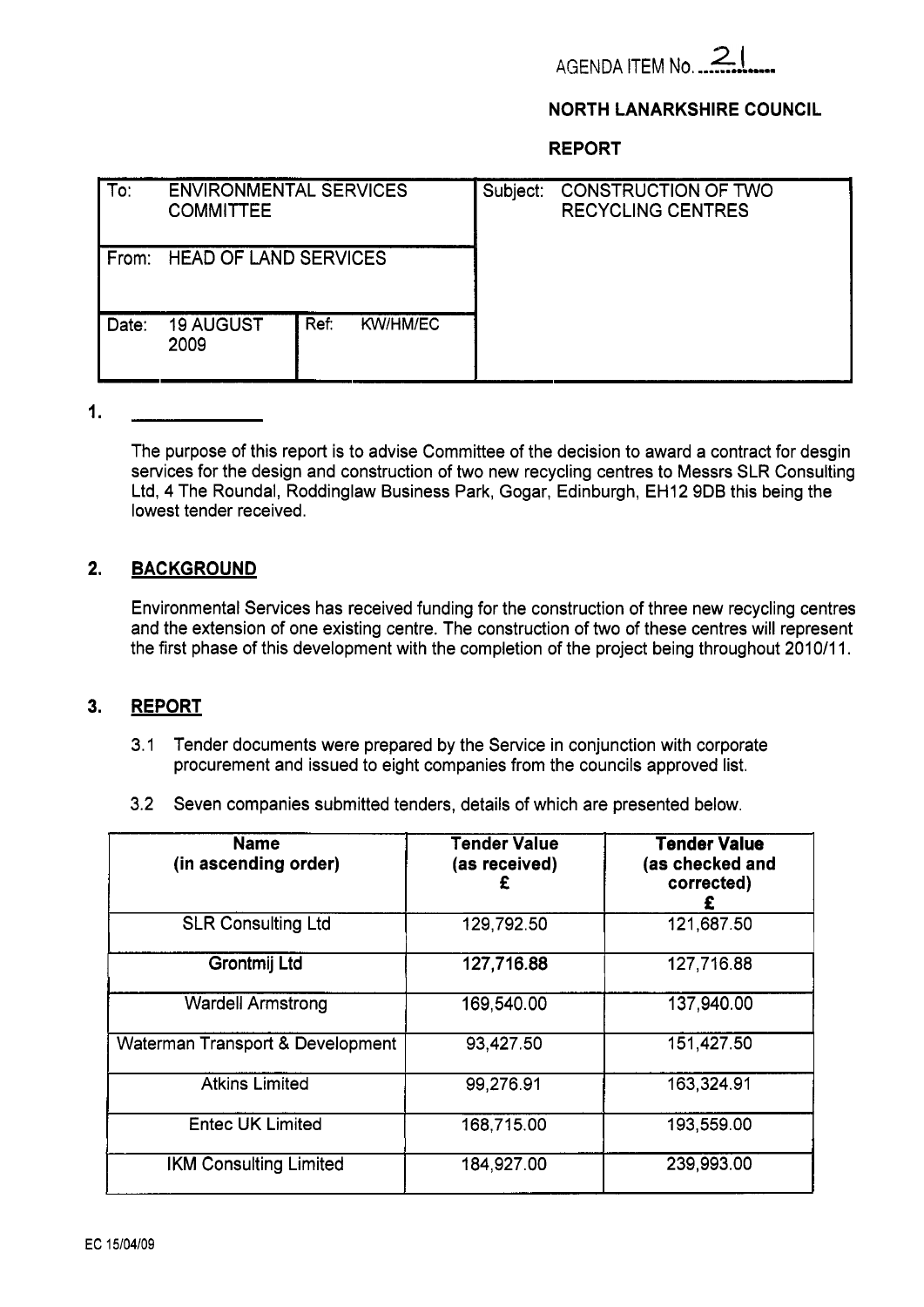AGENDA ITEM No. 21

**NORTH LANARKSHIRE COUNCIL**

**REPORT**

| To: ENVIRONMENTAL SERVICES COMMITTEE | | Subject: CONSTRUCTION OF TWO RECYCLING CENTRES |
|---|---|---|
| From: HEAD OF LAND SERVICES | | |
| Date: 19 AUGUST 2009 | Ref: KW/HM/EC | |

## 1.

The purpose of this report is to advise Committee of the decision to award a contract for desgin services for the design and construction of two new recycling centres to Messrs SLR Consulting Ltd, 4 The Roundal, Roddinglaw Business Park, Gogar, Edinburgh, EH12 9DB this being the lowest tender received.

## 2. BACKGROUND

Environmental Services has received funding for the construction of three new recycling centres and the extension of one existing centre. The construction of two of these centres will represent the first phase of this development with the completion of the project being throughout 2010/11.

## 3. REPORT

3.1 Tender documents were prepared by the Service in conjunction with corporate procurement and issued to eight companies from the councils approved list.

3.2 Seven companies submitted tenders, details of which are presented below.

| Name (in ascending order) | Tender Value (as received) £ | Tender Value (as checked and corrected) £ |
|---|---|---|
| SLR Consulting Ltd | 129,792.50 | 121,687.50 |
| **Grontmij Ltd** | **127,716.88** | 127,716.88 |
| Wardell Armstrong | 169,540.00 | 137,940.00 |
| Waterman Transport & Development | 93,427.50 | 151,427.50 |
| Atkins Limited | 99,276.91 | 163,324.91 |
| Entec UK Limited | 168,715.00 | 193,559.00 |
| IKM Consulting Limited | 184,927.00 | 239,993.00 |

EC 15/04/09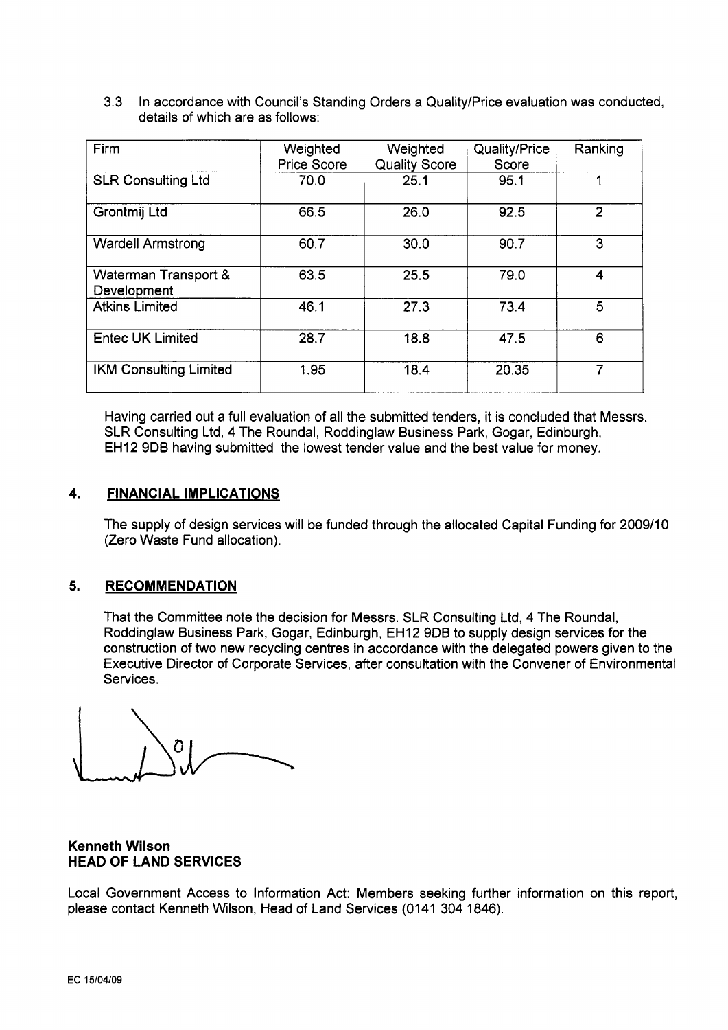3.3 In accordance with Council's Standing Orders a Quality/Price evaluation was conducted, details of which are as follows:

| Firm | Weighted Price Score | Weighted Quality Score | Quality/Price Score | Ranking |
|---|---|---|---|---|
| SLR Consulting Ltd | 70.0 | 25.1 | 95.1 | 1 |
| Grontmij Ltd | 66.5 | 26.0 | 92.5 | 2 |
| Wardell Armstrong | 60.7 | 30.0 | 90.7 | 3 |
| Waterman Transport & Development | 63.5 | 25.5 | 79.0 | 4 |
| Atkins Limited | 46.1 | 27.3 | 73.4 | 5 |
| Entec UK Limited | 28.7 | 18.8 | 47.5 | 6 |
| IKM Consulting Limited | 1.95 | 18.4 | 20.35 | 7 |

Having carried out a full evaluation of all the submitted tenders, it is concluded that Messrs. SLR Consulting Ltd, 4 The Roundal, Roddinglaw Business Park, Gogar, Edinburgh, EH12 9DB having submitted the lowest tender value and the best value for money.

## 4. FINANCIAL IMPLICATIONS

The supply of design services will be funded through the allocated Capital Funding for 2009/10 (Zero Waste Fund allocation).

## 5. RECOMMENDATION

That the Committee note the decision for Messrs. SLR Consulting Ltd, 4 The Roundal, Roddinglaw Business Park, Gogar, Edinburgh, EH12 9DB to supply design services for the construction of two new recycling centres in accordance with the delegated powers given to the Executive Director of Corporate Services, after consultation with the Convener of Environmental Services.

**Kenneth Wilson**
**HEAD OF LAND SERVICES**

Local Government Access to Information Act: Members seeking further information on this report, please contact Kenneth Wilson, Head of Land Services (0141 304 1846).

EC 15/04/09